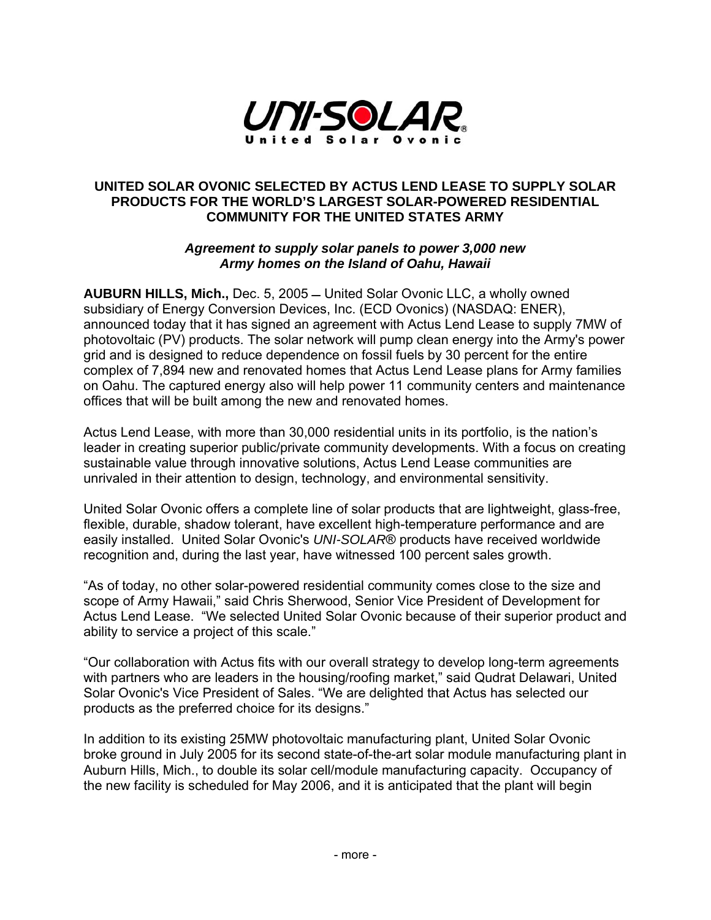UNI-SOLAR®
United Solar Ovonic

# UNITED SOLAR OVONIC SELECTED BY ACTUS LEND LEASE TO SUPPLY SOLAR PRODUCTS FOR THE WORLD'S LARGEST SOLAR-POWERED RESIDENTIAL COMMUNITY FOR THE UNITED STATES ARMY

***Agreement to supply solar panels to power 3,000 new Army homes on the Island of Oahu, Hawaii***

**AUBURN HILLS, Mich.,** Dec. 5, 2005 — United Solar Ovonic LLC, a wholly owned subsidiary of Energy Conversion Devices, Inc. (ECD Ovonics) (NASDAQ: ENER), announced today that it has signed an agreement with Actus Lend Lease to supply 7MW of photovoltaic (PV) products. The solar network will pump clean energy into the Army's power grid and is designed to reduce dependence on fossil fuels by 30 percent for the entire complex of 7,894 new and renovated homes that Actus Lend Lease plans for Army families on Oahu. The captured energy also will help power 11 community centers and maintenance offices that will be built among the new and renovated homes.

Actus Lend Lease, with more than 30,000 residential units in its portfolio, is the nation's leader in creating superior public/private community developments. With a focus on creating sustainable value through innovative solutions, Actus Lend Lease communities are unrivaled in their attention to design, technology, and environmental sensitivity.

United Solar Ovonic offers a complete line of solar products that are lightweight, glass-free, flexible, durable, shadow tolerant, have excellent high-temperature performance and are easily installed. United Solar Ovonic's *UNI-SOLAR®* products have received worldwide recognition and, during the last year, have witnessed 100 percent sales growth.

"As of today, no other solar-powered residential community comes close to the size and scope of Army Hawaii," said Chris Sherwood, Senior Vice President of Development for Actus Lend Lease. "We selected United Solar Ovonic because of their superior product and ability to service a project of this scale."

"Our collaboration with Actus fits with our overall strategy to develop long-term agreements with partners who are leaders in the housing/roofing market," said Qudrat Delawari, United Solar Ovonic's Vice President of Sales. "We are delighted that Actus has selected our products as the preferred choice for its designs."

In addition to its existing 25MW photovoltaic manufacturing plant, United Solar Ovonic broke ground in July 2005 for its second state-of-the-art solar module manufacturing plant in Auburn Hills, Mich., to double its solar cell/module manufacturing capacity. Occupancy of the new facility is scheduled for May 2006, and it is anticipated that the plant will begin

- more -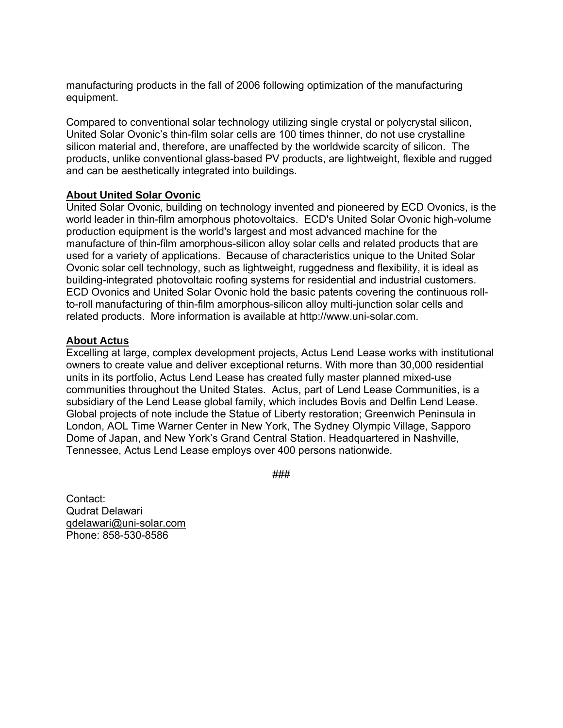manufacturing products in the fall of 2006 following optimization of the manufacturing equipment.

Compared to conventional solar technology utilizing single crystal or polycrystal silicon, United Solar Ovonic's thin-film solar cells are 100 times thinner, do not use crystalline silicon material and, therefore, are unaffected by the worldwide scarcity of silicon. The products, unlike conventional glass-based PV products, are lightweight, flexible and rugged and can be aesthetically integrated into buildings.

**<u>About United Solar Ovonic</u>**

United Solar Ovonic, building on technology invented and pioneered by ECD Ovonics, is the world leader in thin-film amorphous photovoltaics. ECD's United Solar Ovonic high-volume production equipment is the world's largest and most advanced machine for the manufacture of thin-film amorphous-silicon alloy solar cells and related products that are used for a variety of applications. Because of characteristics unique to the United Solar Ovonic solar cell technology, such as lightweight, ruggedness and flexibility, it is ideal as building-integrated photovoltaic roofing systems for residential and industrial customers. ECD Ovonics and United Solar Ovonic hold the basic patents covering the continuous roll-to-roll manufacturing of thin-film amorphous-silicon alloy multi-junction solar cells and related products. More information is available at http://www.uni-solar.com.

**<u>About Actus</u>**

Excelling at large, complex development projects, Actus Lend Lease works with institutional owners to create value and deliver exceptional returns. With more than 30,000 residential units in its portfolio, Actus Lend Lease has created fully master planned mixed-use communities throughout the United States. Actus, part of Lend Lease Communities, is a subsidiary of the Lend Lease global family, which includes Bovis and Delfin Lend Lease. Global projects of note include the Statue of Liberty restoration; Greenwich Peninsula in London, AOL Time Warner Center in New York, The Sydney Olympic Village, Sapporo Dome of Japan, and New York's Grand Central Station. Headquartered in Nashville, Tennessee, Actus Lend Lease employs over 400 persons nationwide.

###

Contact:
Qudrat Delawari
qdelawari@uni-solar.com
Phone: 858-530-8586